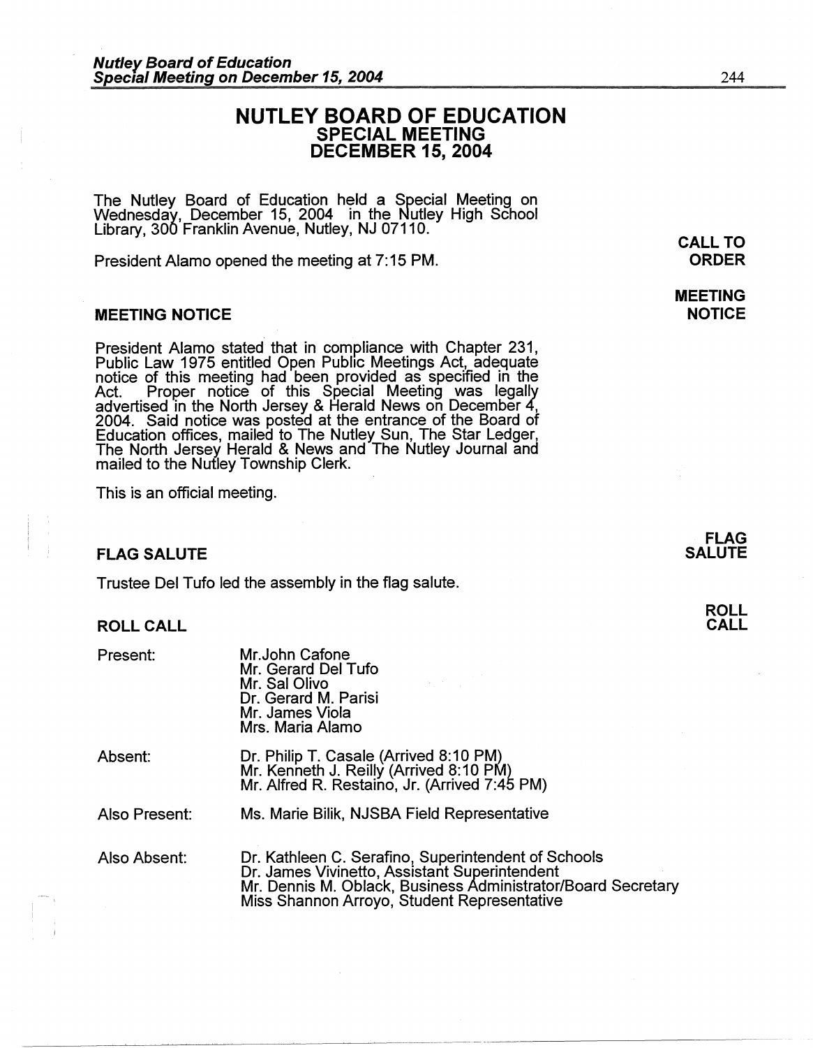# NUTLEY BOARD OF EDUCATION
## SPECIAL MEETING
## DECEMBER 15, 2004

The Nutley Board of Education held a Special Meeting on Wednesday, December 15, 2004 in the Nutley High School Library, 300 Franklin Avenue, Nutley, NJ 07110.

**CALL TO ORDER**

President Alamo opened the meeting at 7:15 PM.

**MEETING NOTICE**

### MEETING NOTICE

President Alamo stated that in compliance with Chapter 231, Public Law 1975 entitled Open Public Meetings Act, adequate notice of this meeting had been provided as specified in the Act. Proper notice of this Special Meeting was legally advertised in the North Jersey & Herald News on December 4, 2004. Said notice was posted at the entrance of the Board of Education offices, mailed to The Nutley Sun, The Star Ledger, The North Jersey Herald & News and The Nutley Journal and mailed to the Nutley Township Clerk.

This is an official meeting.

**FLAG SALUTE**

### FLAG SALUTE

Trustee Del Tufo led the assembly in the flag salute.

**ROLL CALL**

### ROLL CALL

| | |
|---|---|
| Present: | Mr.John Cafone<br>Mr. Gerard Del Tufo<br>Mr. Sal Olivo<br>Dr. Gerard M. Parisi<br>Mr. James Viola<br>Mrs. Maria Alamo |
| Absent: | Dr. Philip T. Casale (Arrived 8:10 PM)<br>Mr. Kenneth J. Reilly (Arrived 8:10 PM)<br>Mr. Alfred R. Restaino, Jr. (Arrived 7:45 PM) |
| Also Present: | Ms. Marie Bilik, NJSBA Field Representative |
| Also Absent: | Dr. Kathleen C. Serafino, Superintendent of Schools<br>Dr. James Vivinetto, Assistant Superintendent<br>Mr. Dennis M. Oblack, Business Administrator/Board Secretary<br>Miss Shannon Arroyo, Student Representative |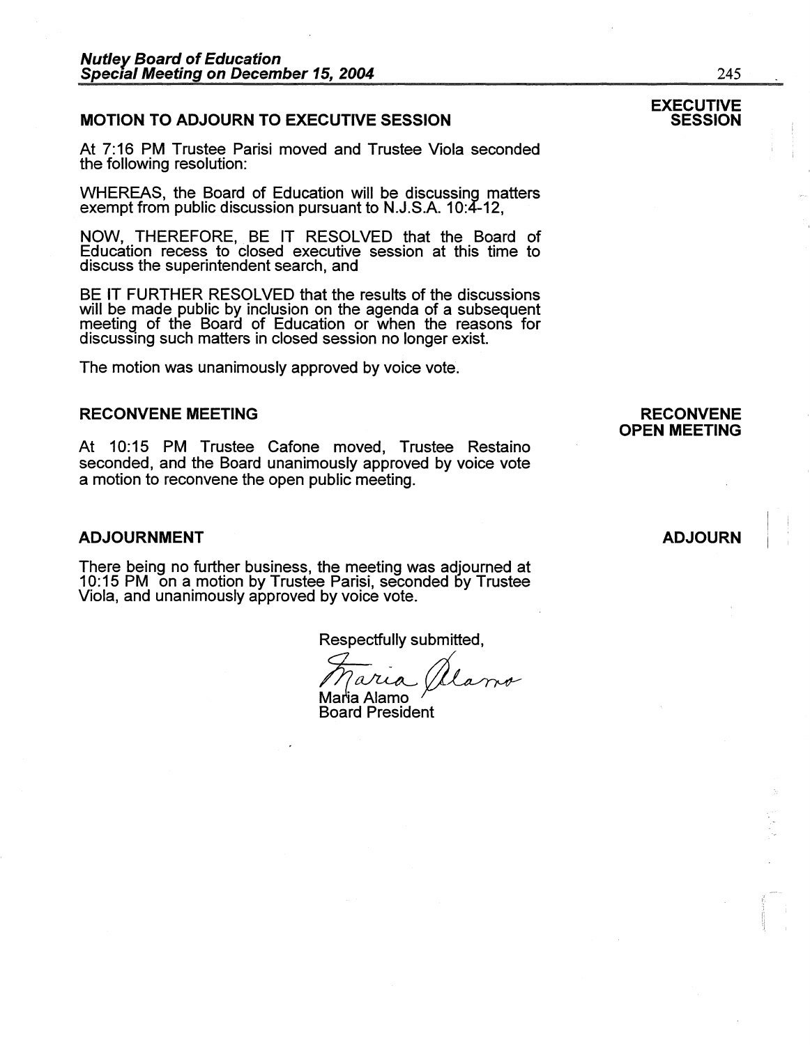## MOTION TO ADJOURN TO EXECUTIVE SESSION

**EXECUTIVE SESSION**

At 7:16 PM Trustee Parisi moved and Trustee Viola seconded the following resolution:

WHEREAS, the Board of Education will be discussing matters exempt from public discussion pursuant to N.J.S.A. 10:4-12,

NOW, THEREFORE, BE IT RESOLVED that the Board of Education recess to closed executive session at this time to discuss the superintendent search, and

BE IT FURTHER RESOLVED that the results of the discussions will be made public by inclusion on the agenda of a subsequent meeting of the Board of Education or when the reasons for discussing such matters in closed session no longer exist.

The motion was unanimously approved by voice vote.

## RECONVENE MEETING

**RECONVENE OPEN MEETING**

At 10:15 PM Trustee Cafone moved, Trustee Restaino seconded, and the Board unanimously approved by voice vote a motion to reconvene the open public meeting.

## ADJOURNMENT

**ADJOURN**

There being no further business, the meeting was adjourned at 10:15 PM on a motion by Trustee Parisi, seconded by Trustee Viola, and unanimously approved by voice vote.

Respectfully submitted,

Maria Alamo

Maria Alamo
Board President